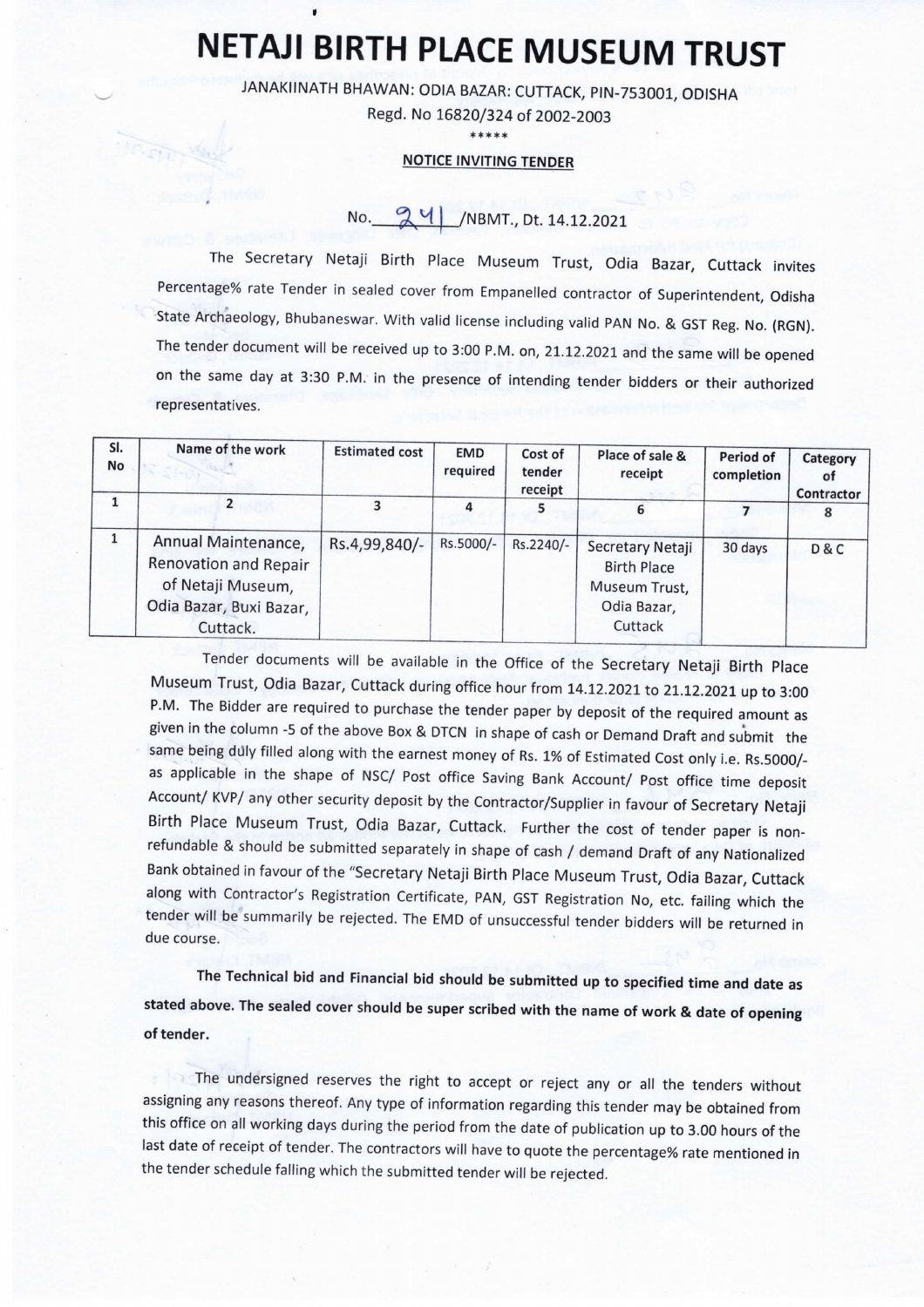# NETAJI BIRTH PLACE MUSEUM TRUST

JANAKIINATH BHAWAN: ODIA BAZAR: CUTTACK, PIN-753001, ODISHA

Regd. No 16820/324 of 2002-2003

\*\*\*\*\*

**NOTICE INVITING TENDER**

No. 241 /NBMT., Dt. 14.12.2021

The Secretary Netaji Birth Place Museum Trust, Odia Bazar, Cuttack invites Percentage% rate Tender in sealed cover from Empanelled contractor of Superintendent, Odisha State Archaeology, Bhubaneswar. With valid license including valid PAN No. & GST Reg. No. (RGN). The tender document will be received up to 3:00 P.M. on, 21.12.2021 and the same will be opened on the same day at 3:30 P.M. in the presence of intending tender bidders or their authorized representatives.

| Sl. No | Name of the work | Estimated cost | EMD required | Cost of tender receipt | Place of sale & receipt | Period of completion | Category of Contractor |
|---|---|---|---|---|---|---|---|
| 1 | 2 | 3 | 4 | 5 | 6 | 7 | 8 |
| 1 | Annual Maintenance, Renovation and Repair of Netaji Museum, Odia Bazar, Buxi Bazar, Cuttack. | Rs.4,99,840/- | Rs.5000/- | Rs.2240/- | Secretary Netaji Birth Place Museum Trust, Odia Bazar, Cuttack | 30 days | D & C |

Tender documents will be available in the Office of the Secretary Netaji Birth Place Museum Trust, Odia Bazar, Cuttack during office hour from 14.12.2021 to 21.12.2021 up to 3:00 P.M. The Bidder are required to purchase the tender paper by deposit of the required amount as given in the column -5 of the above Box & DTCN in shape of cash or Demand Draft and submit the same being duly filled along with the earnest money of Rs. 1% of Estimated Cost only i.e. Rs.5000/- as applicable in the shape of NSC/ Post office Saving Bank Account/ Post office time deposit Account/ KVP/ any other security deposit by the Contractor/Supplier in favour of Secretary Netaji Birth Place Museum Trust, Odia Bazar, Cuttack. Further the cost of tender paper is non-refundable & should be submitted separately in shape of cash / demand Draft of any Nationalized Bank obtained in favour of the "Secretary Netaji Birth Place Museum Trust, Odia Bazar, Cuttack along with Contractor's Registration Certificate, PAN, GST Registration No, etc. failing which the tender will be summarily be rejected. The EMD of unsuccessful tender bidders will be returned in due course.

**The Technical bid and Financial bid should be submitted up to specified time and date as stated above. The sealed cover should be super scribed with the name of work & date of opening of tender.**

The undersigned reserves the right to accept or reject any or all the tenders without assigning any reasons thereof. Any type of information regarding this tender may be obtained from this office on all working days during the period from the date of publication up to 3.00 hours of the last date of receipt of tender. The contractors will have to quote the percentage% rate mentioned in the tender schedule falling which the submitted tender will be rejected.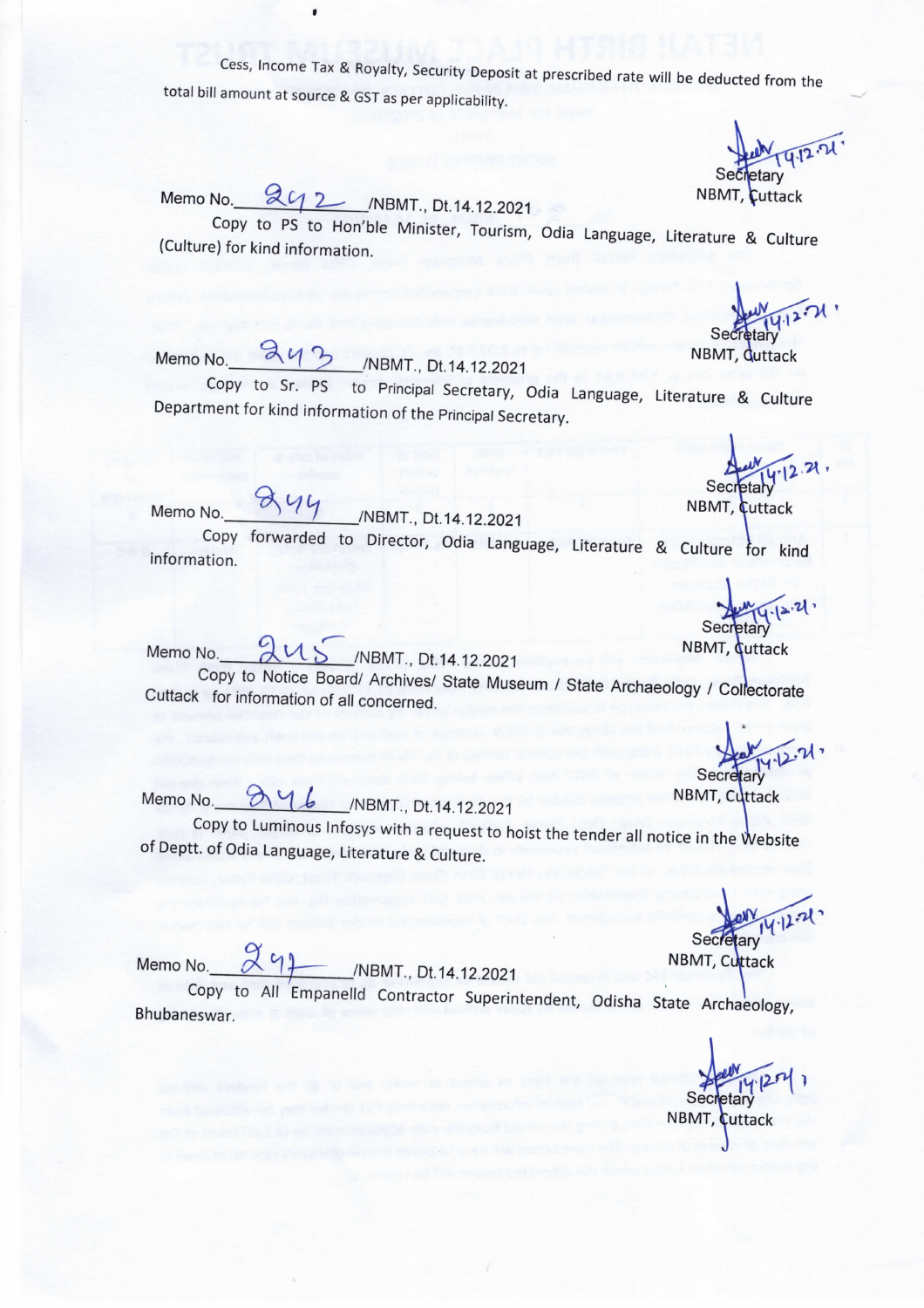Cess, Income Tax & Royalty, Security Deposit at prescribed rate will be deducted from the total bill amount at source & GST as per applicability.

Secretary
NBMT, Cuttack

Memo No. 242 /NBMT., Dt.14.12.2021

Copy to PS to Hon'ble Minister, Tourism, Odia Language, Literature & Culture (Culture) for kind information.

Secretary
NBMT, Cuttack

Memo No. 243 /NBMT., Dt.14.12.2021

Copy to Sr. PS to Principal Secretary, Odia Language, Literature & Culture Department for kind information of the Principal Secretary.

Secretary
NBMT, Cuttack

Memo No. 244 /NBMT., Dt.14.12.2021

Copy forwarded to Director, Odia Language, Literature & Culture for kind information.

Secretary
NBMT, Cuttack

Memo No. 245 /NBMT., Dt.14.12.2021

Copy to Notice Board/ Archives/ State Museum / State Archaeology / Collectorate Cuttack for information of all concerned.

Secretary
NBMT, Cuttack

Memo No. 246 /NBMT., Dt.14.12.2021

Copy to Luminous Infosys with a request to hoist the tender all notice in the Website of Deptt. of Odia Language, Literature & Culture.

Secretary
NBMT, Cuttack

Memo No. 247 /NBMT., Dt.14.12.2021

Copy to All Empanelld Contractor Superintendent, Odisha State Archaeology, Bhubaneswar.

Secretary
NBMT, Cuttack